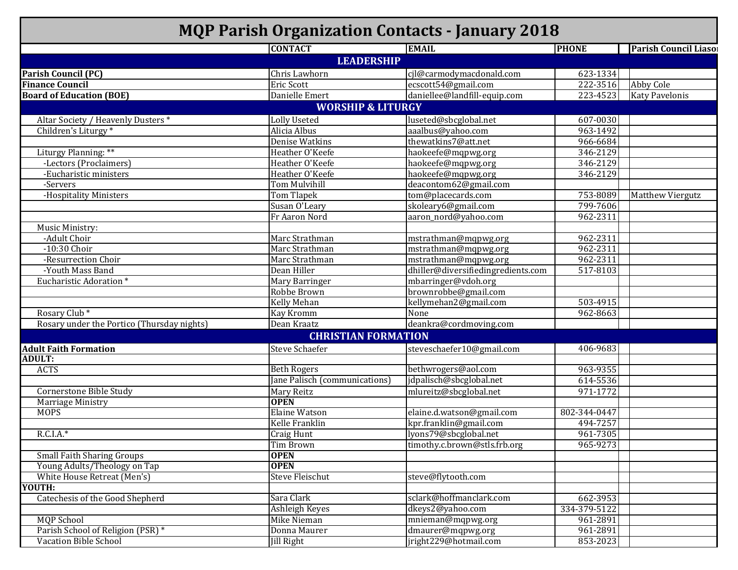# MQP Parish Organization Contacts - January 2018

| | CONTACT | EMAIL | PHONE | | Parish Council Liaso |
|---|---|---|---|---|---|
| **LEADERSHIP** | | | | | |
| **Parish Council (PC)** | Chris Lawhorn | cjl@carmodymacdonald.com | 623-1334 | | |
| **Finance Council** | Eric Scott | ecscott54@gmail.com | 222-3516 | | Abby Cole |
| **Board of Education (BOE)** | Danielle Emert | daniellee@landfill-equip.com | 223-4523 | | Katy Pavelonis |
| **WORSHIP & LITURGY** | | | | | |
| Altar Society / Heavenly Dusters * | Lolly Useted | luseted@sbcglobal.net | 607-0030 | | |
| Children's Liturgy * | Alicia Albus | aaalbus@yahoo.com | 963-1492 | | |
| | Denise Watkins | thewatkins7@att.net | 966-6684 | | |
| Liturgy Planning: ** | Heather O'Keefe | haokeefe@mqpwg.org | 346-2129 | | |
| -Lectors (Proclaimers) | Heather O'Keefe | haokeefe@mqpwg.org | 346-2129 | | |
| -Eucharistic ministers | Heather O'Keefe | haokeefe@mqpwg.org | 346-2129 | | |
| -Servers | Tom Mulvihill | deacontom62@gmail.com | | | |
| -Hospitality Ministers | Tom Tlapek | tom@placecards.com | 753-8089 | | Matthew Viergutz |
| | Susan O'Leary | skoleary6@gmail.com | 799-7606 | | |
| | Fr Aaron Nord | aaron_nord@yahoo.com | 962-2311 | | |
| Music Ministry: | | | | | |
| -Adult Choir | Marc Strathman | mstrathman@mqpwg.org | 962-2311 | | |
| -10:30 Choir | Marc Strathman | mstrathman@mqpwg.org | 962-2311 | | |
| -Resurrection Choir | Marc Strathman | mstrathman@mqpwg.org | 962-2311 | | |
| -Youth Mass Band | Dean Hiller | dhiller@diversifiedingredients.com | 517-8103 | | |
| Eucharistic Adoration * | Mary Barringer | mbarringer@vdoh.org | | | |
| | Robbe Brown | brownrobbe@gmail.com | | | |
| | Kelly Mehan | kellymehan2@gmail.com | 503-4915 | | |
| Rosary Club * | Kay Kromm | None | 962-8663 | | |
| Rosary under the Portico (Thursday nights) | Dean Kraatz | deankra@cordmoving.com | | | |
| **CHRISTIAN FORMATION** | | | | | |
| **Adult Faith Formation** | Steve Schaefer | steveschaefer10@gmail.com | 406-9683 | | |
| **ADULT:** | | | | | |
| ACTS | Beth Rogers | bethwrogers@aol.com | 963-9355 | | |
| | Jane Palisch (communications) | jdpalisch@sbcglobal.net | 614-5536 | | |
| Cornerstone Bible Study | Mary Reitz | mlureitz@sbcglobal.net | 971-1772 | | |
| Marriage Ministry | **OPEN** | | | | |
| MOPS | Elaine Watson | elaine.d.watson@gmail.com | 802-344-0447 | | |
| | Kelle Franklin | kpr.franklin@gmail.com | 494-7257 | | |
| R.C.I.A.* | Craig Hunt | lyons79@sbcglobal.net | 961-7305 | | |
| | Tim Brown | timothy.c.brown@stls.frb.org | 965-9273 | | |
| Small Faith Sharing Groups | **OPEN** | | | | |
| Young Adults/Theology on Tap | **OPEN** | | | | |
| White House Retreat (Men's) | Steve Fleischut | steve@flytooth.com | | | |
| **YOUTH:** | | | | | |
| Catechesis of the Good Shepherd | Sara Clark | sclark@hoffmanclark.com | 662-3953 | | |
| | Ashleigh Keyes | dkeys2@yahoo.com | 334-379-5122 | | |
| MQP School | Mike Nieman | mnieman@mqpwg.org | 961-2891 | | |
| Parish School of Religion (PSR) * | Donna Maurer | dmaurer@mqpwg.org | 961-2891 | | |
| Vacation Bible School | Jill Right | jright229@hotmail.com | 853-2023 | | |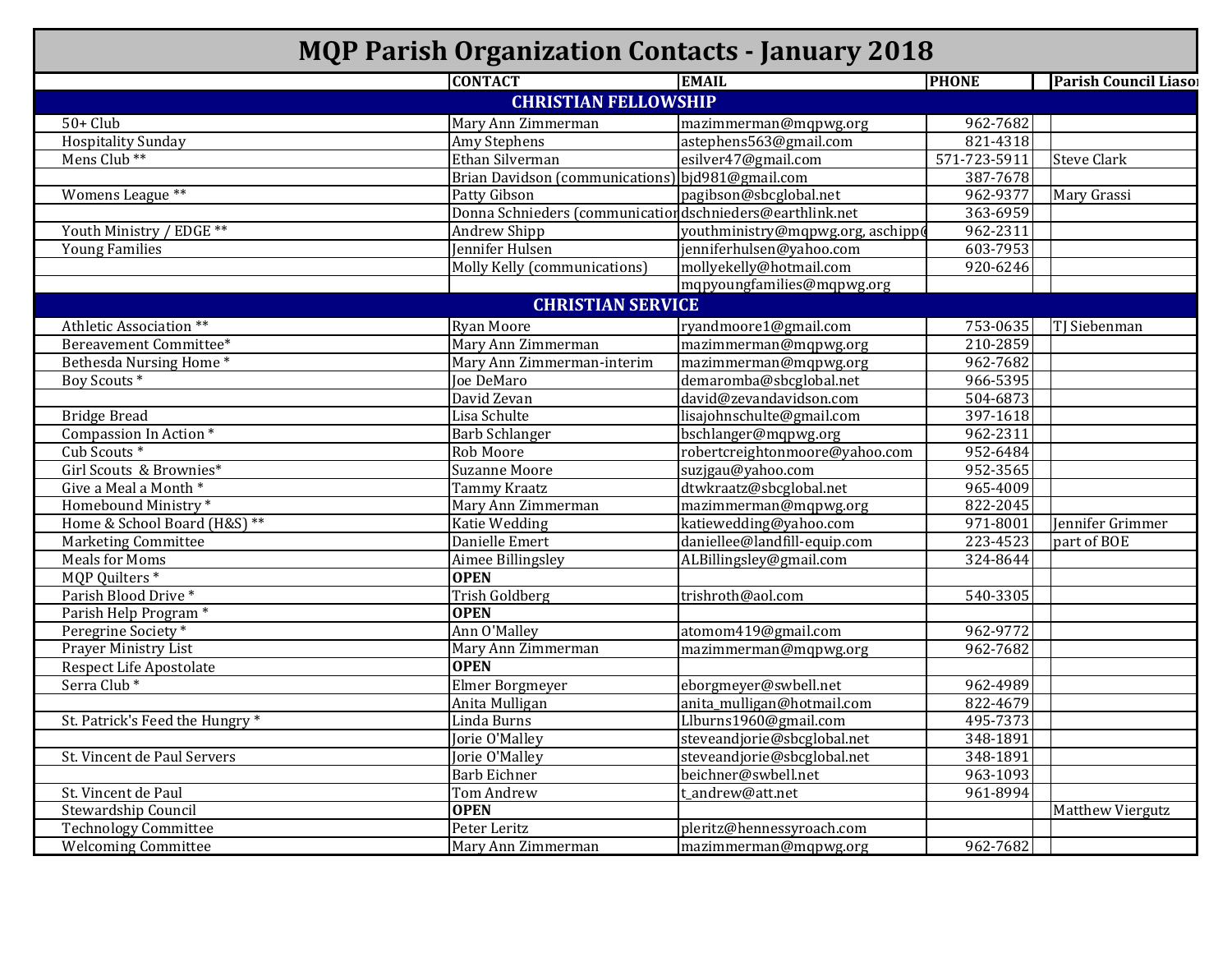# MQP Parish Organization Contacts - January 2018

| | CONTACT | EMAIL | PHONE | Parish Council Liaso |
|---|---|---|---|---|
| **CHRISTIAN FELLOWSHIP** | | | | |
| 50+ Club | Mary Ann Zimmerman | mazimmerman@mqpwg.org | 962-7682 | |
| Hospitality Sunday | Amy Stephens | astephens563@gmail.com | 821-4318 | |
| Mens Club ** | Ethan Silverman | esilver47@gmail.com | 571-723-5911 | Steve Clark |
| | Brian Davidson (communications) | bjd981@gmail.com | 387-7678 | |
| Womens League ** | Patty Gibson | pagibson@sbcglobal.net | 962-9377 | Mary Grassi |
| | Donna Schnieders (communication | dschnieders@earthlink.net | 363-6959 | |
| Youth Ministry / EDGE ** | Andrew Shipp | youthministry@mqpwg.org, aschipp@ | 962-2311 | |
| Young Families | Jennifer Hulsen | jenniferhulsen@yahoo.com | 603-7953 | |
| | Molly Kelly (communications) | mollyekelly@hotmail.com | 920-6246 | |
| | | mqpyoungfamilies@mqpwg.org | | |
| **CHRISTIAN SERVICE** | | | | |
| Athletic Association ** | Ryan Moore | ryandmoore1@gmail.com | 753-0635 | TJ Siebenman |
| Bereavement Committee* | Mary Ann Zimmerman | mazimmerman@mqpwg.org | 210-2859 | |
| Bethesda Nursing Home * | Mary Ann Zimmerman-interim | mazimmerman@mqpwg.org | 962-7682 | |
| Boy Scouts * | Joe DeMaro | demaromba@sbcglobal.net | 966-5395 | |
| | David Zevan | david@zevandavidson.com | 504-6873 | |
| Bridge Bread | Lisa Schulte | lisajohnschulte@gmail.com | 397-1618 | |
| Compassion In Action * | Barb Schlanger | bschlanger@mqpwg.org | 962-2311 | |
| Cub Scouts * | Rob Moore | robertcreightonmoore@yahoo.com | 952-6484 | |
| Girl Scouts & Brownies* | Suzanne Moore | suzjgau@yahoo.com | 952-3565 | |
| Give a Meal a Month * | Tammy Kraatz | dtwkraatz@sbcglobal.net | 965-4009 | |
| Homebound Ministry * | Mary Ann Zimmerman | mazimmerman@mqpwg.org | 822-2045 | |
| Home & School Board (H&S) ** | Katie Wedding | katiewedding@yahoo.com | 971-8001 | Jennifer Grimmer |
| Marketing Committee | Danielle Emert | daniellee@landfill-equip.com | 223-4523 | part of BOE |
| Meals for Moms | Aimee Billingsley | ALBillingsley@gmail.com | 324-8644 | |
| MQP Quilters * | **OPEN** | | | |
| Parish Blood Drive * | Trish Goldberg | trishroth@aol.com | 540-3305 | |
| Parish Help Program * | **OPEN** | | | |
| Peregrine Society * | Ann O'Malley | atomom419@gmail.com | 962-9772 | |
| Prayer Ministry List | Mary Ann Zimmerman | mazimmerman@mqpwg.org | 962-7682 | |
| Respect Life Apostolate | **OPEN** | | | |
| Serra Club * | Elmer Borgmeyer | eborgmeyer@swbell.net | 962-4989 | |
| | Anita Mulligan | anita_mulligan@hotmail.com | 822-4679 | |
| St. Patrick's Feed the Hungry * | Linda Burns | Llburns1960@gmail.com | 495-7373 | |
| | Jorie O'Malley | steveandjorie@sbcglobal.net | 348-1891 | |
| St. Vincent de Paul Servers | Jorie O'Malley | steveandjorie@sbcglobal.net | 348-1891 | |
| | Barb Eichner | beichner@swbell.net | 963-1093 | |
| St. Vincent de Paul | Tom Andrew | t_andrew@att.net | 961-8994 | |
| Stewardship Council | **OPEN** | | | Matthew Viergutz |
| Technology Committee | Peter Leritz | pleritz@hennessyroach.com | | |
| Welcoming Committee | Mary Ann Zimmerman | mazimmerman@mqpwg.org | 962-7682 | |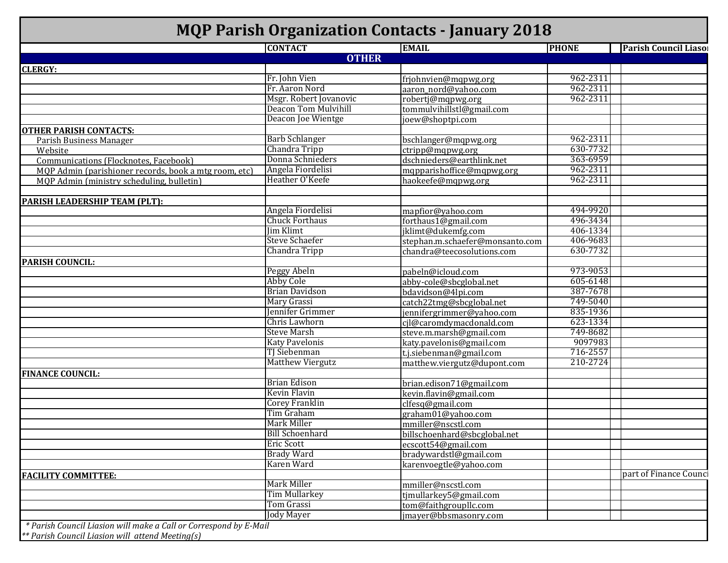# MQP Parish Organization Contacts - January 2018

| | CONTACT | EMAIL | PHONE | | Parish Council Liason |
|---|---|---|---|---|---|
| | **OTHER** | | | | |
| **CLERGY:** | | | | | |
| | Fr. John Vien | frjohnvien@mqpwg.org | 962-2311 | | |
| | Fr. Aaron Nord | aaron_nord@yahoo.com | 962-2311 | | |
| | Msgr. Robert Jovanovic | robertj@mqpwg.org | 962-2311 | | |
| | Deacon Tom Mulvihill | tommulvihillstl@gmail.com | | | |
| | Deacon Joe Wientge | joew@shoptpi.com | | | |
| **OTHER PARISH CONTACTS:** | | | | | |
| Parish Business Manager | Barb Schlanger | bschlanger@mqpwg.org | 962-2311 | | |
| Website | Chandra Tripp | ctripp@mqpwg.org | 630-7732 | | |
| Communications (Flocknotes, Facebook) | Donna Schnieders | dschnieders@earthlink.net | 363-6959 | | |
| MQP Admin (parishioner records, book a mtg room, etc) | Angela Fiordelisi | mqpparishoffice@mqpwg.org | 962-2311 | | |
| MQP Admin (ministry scheduling, bulletin) | Heather O'Keefe | haokeefe@mqpwg.org | 962-2311 | | |
| | | | | | |
| **PARISH LEADERSHIP TEAM (PLT):** | | | | | |
| | Angela Fiordelisi | mapfior@yahoo.com | 494-9920 | | |
| | Chuck Forthaus | forthaus1@gmail.com | 496-3434 | | |
| | Jim Klimt | jklimt@dukemfg.com | 406-1334 | | |
| | Steve Schaefer | stephan.m.schaefer@monsanto.com | 406-9683 | | |
| | Chandra Tripp | chandra@teecosolutions.com | 630-7732 | | |
| **PARISH COUNCIL:** | | | | | |
| | Peggy Abeln | pabeln@icloud.com | 973-9053 | | |
| | Abby Cole | abby-cole@sbcglobal.net | 605-6148 | | |
| | Brian Davidson | bdavidson@4lpi.com | 387-7678 | | |
| | Mary Grassi | catch22tmg@sbcglobal.net | 749-5040 | | |
| | Jennifer Grimmer | jennifergrimmer@yahoo.com | 835-1936 | | |
| | Chris Lawhorn | cjl@caromdymacdonald.com | 623-1334 | | |
| | Steve Marsh | steve.m.marsh@gmail.com | 749-8682 | | |
| | Katy Pavelonis | katy.pavelonis@gmail.com | 9097983 | | |
| | TJ Siebenman | t.j.siebenman@gmail.com | 716-2557 | | |
| | Matthew Viergutz | matthew.viergutz@dupont.com | 210-2724 | | |
| **FINANCE COUNCIL:** | | | | | |
| | Brian Edison | brian.edison71@gmail.com | | | |
| | Kevin Flavin | kevin.flavin@gmail.com | | | |
| | Corey Franklin | clfesq@gmail.com | | | |
| | Tim Graham | graham01@yahoo.com | | | |
| | Mark Miller | mmiller@nscstl.com | | | |
| | Bill Schoenhard | billschoenhard@sbcglobal.net | | | |
| | Eric Scott | ecscott54@gmail.com | | | |
| | Brady Ward | bradywardstl@gmail.com | | | |
| | Karen Ward | karenvoegtle@yahoo.com | | | |
| **FACILITY COMMITTEE:** | | | | | part of Finance Council |
| | Mark Miller | mmiller@nscstl.com | | | |
| | Tim Mullarkey | tjmullarkey5@gmail.com | | | |
| | Tom Grassi | tom@faithgroupllc.com | | | |
| | Jody Mayer | jmayer@bbsmasonry.com | | | |

*\* Parish Council Liasion will make a Call or Correspond by E-Mail*

*\*\* Parish Council Liasion will attend Meeting(s)*